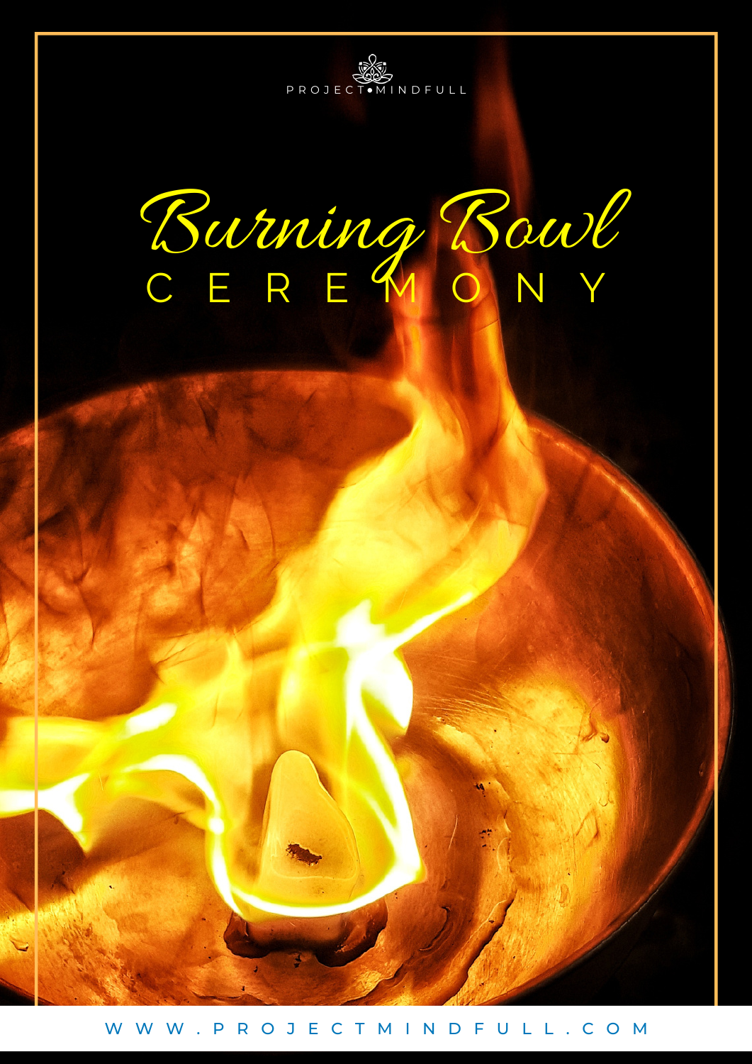PROJECT•MINDFULL

# Burning Bowl

## CEREMONY

WWW.PROJECTMINDFULL.COM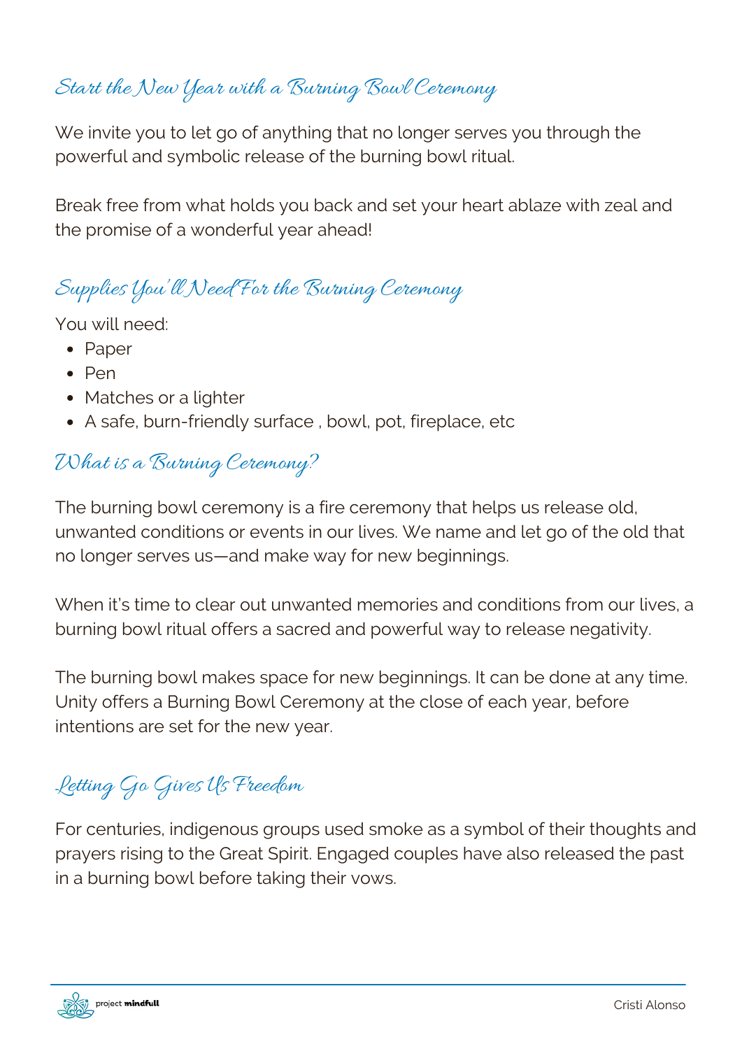## Start the New Year with a Burning Bowl Ceremony

We invite you to let go of anything that no longer serves you through the powerful and symbolic release of the burning bowl ritual.

Break free from what holds you back and set your heart ablaze with zeal and the promise of a wonderful year ahead!

## Supplies You'll Need For the Burning Ceremony

You will need:

- Paper
- Pen
- Matches or a lighter
- A safe, burn-friendly surface , bowl, pot, fireplace, etc

## What is a Burning Ceremony?

The burning bowl ceremony is a fire ceremony that helps us release old, unwanted conditions or events in our lives. We name and let go of the old that no longer serves us—and make way for new beginnings.

When it's time to clear out unwanted memories and conditions from our lives, a burning bowl ritual offers a sacred and powerful way to release negativity.

The burning bowl makes space for new beginnings. It can be done at any time. Unity offers a Burning Bowl Ceremony at the close of each year, before intentions are set for the new year.

## Letting Go Gives Us Freedom

For centuries, indigenous groups used smoke as a symbol of their thoughts and prayers rising to the Great Spirit. Engaged couples have also released the past in a burning bowl before taking their vows.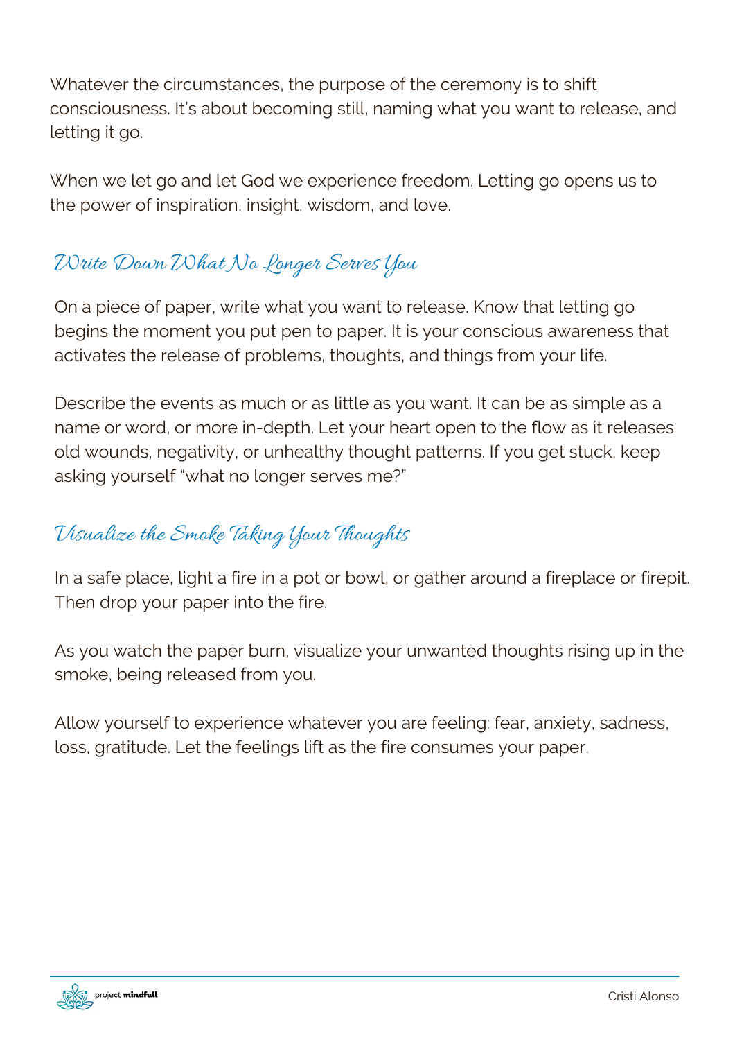Whatever the circumstances, the purpose of the ceremony is to shift consciousness. It's about becoming still, naming what you want to release, and letting it go.

When we let go and let God we experience freedom. Letting go opens us to the power of inspiration, insight, wisdom, and love.

## Write Down What No Longer Serves You

On a piece of paper, write what you want to release. Know that letting go begins the moment you put pen to paper. It is your conscious awareness that activates the release of problems, thoughts, and things from your life.

Describe the events as much or as little as you want. It can be as simple as a name or word, or more in-depth. Let your heart open to the flow as it releases old wounds, negativity, or unhealthy thought patterns. If you get stuck, keep asking yourself "what no longer serves me?"

## Visualize the Smoke Taking Your Thoughts

In a safe place, light a fire in a pot or bowl, or gather around a fireplace or firepit. Then drop your paper into the fire.

As you watch the paper burn, visualize your unwanted thoughts rising up in the smoke, being released from you.

Allow yourself to experience whatever you are feeling: fear, anxiety, sadness, loss, gratitude. Let the feelings lift as the fire consumes your paper.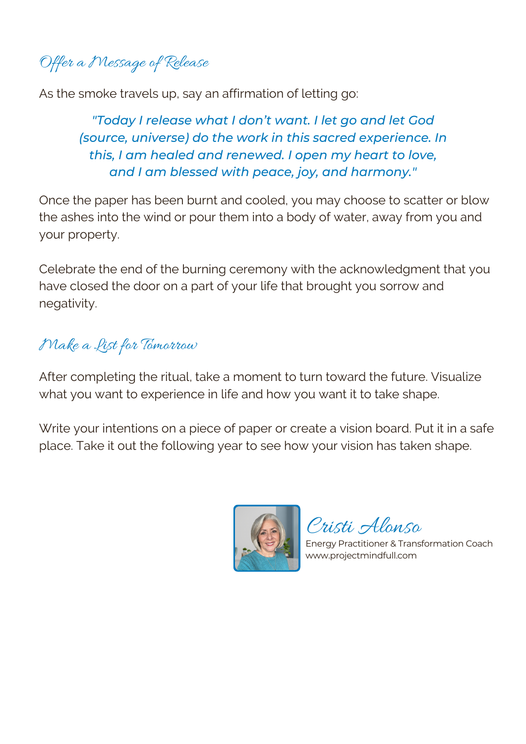## Offer a Message of Release

As the smoke travels up, say an affirmation of letting go:

*"Today I release what I don't want. I let go and let God (source, universe) do the work in this sacred experience. In this, I am healed and renewed. I open my heart to love, and I am blessed with peace, joy, and harmony."*

Once the paper has been burnt and cooled, you may choose to scatter or blow the ashes into the wind or pour them into a body of water, away from you and your property.

Celebrate the end of the burning ceremony with the acknowledgment that you have closed the door on a part of your life that brought you sorrow and negativity.

## Make a List for Tomorrow

After completing the ritual, take a moment to turn toward the future. Visualize what you want to experience in life and how you want it to take shape.

Write your intentions on a piece of paper or create a vision board. Put it in a safe place. Take it out the following year to see how your vision has taken shape.

Cristi Alonso
Energy Practitioner & Transformation Coach
www.projectmindfull.com